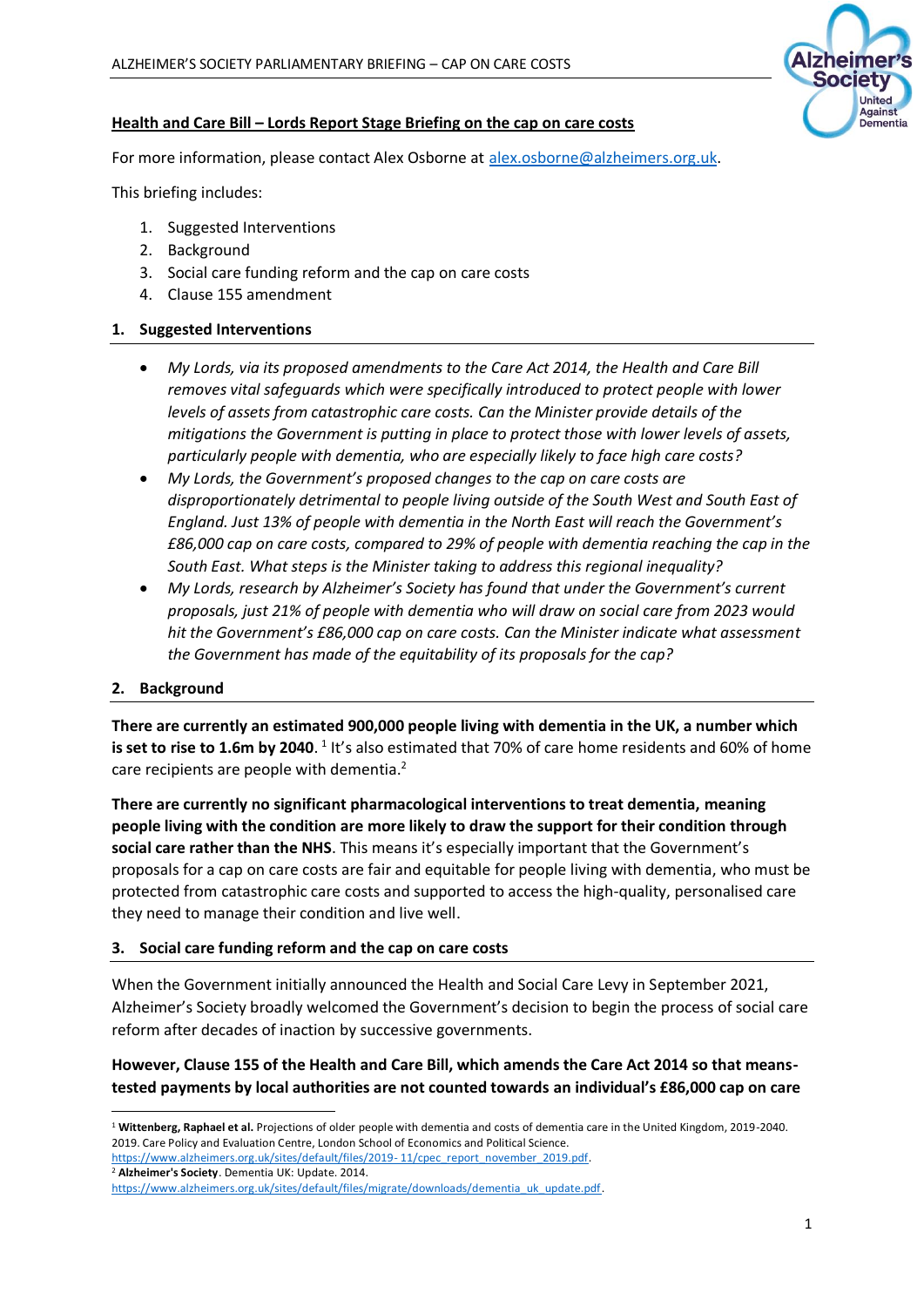## Health and Care Bill – Lords Report Stage Briefing on the cap on care costs

For more information, please contact Alex Osborne at [alex.osborne@alzheimers.org.uk](mailto:alex.osborne@alzheimers.org.uk).

This briefing includes:

1. Suggested Interventions
2. Background
3. Social care funding reform and the cap on care costs
4. Clause 155 amendment

### 1. Suggested Interventions

- *My Lords, via its proposed amendments to the Care Act 2014, the Health and Care Bill removes vital safeguards which were specifically introduced to protect people with lower levels of assets from catastrophic care costs. Can the Minister provide details of the mitigations the Government is putting in place to protect those with lower levels of assets, particularly people with dementia, who are especially likely to face high care costs?*
- *My Lords, the Government's proposed changes to the cap on care costs are disproportionately detrimental to people living outside of the South West and South East of England. Just 13% of people with dementia in the North East will reach the Government's £86,000 cap on care costs, compared to 29% of people with dementia reaching the cap in the South East. What steps is the Minister taking to address this regional inequality?*
- *My Lords, research by Alzheimer's Society has found that under the Government's current proposals, just 21% of people with dementia who will draw on social care from 2023 would hit the Government's £86,000 cap on care costs. Can the Minister indicate what assessment the Government has made of the equitability of its proposals for the cap?*

### 2. Background

**There are currently an estimated 900,000 people living with dementia in the UK, a number which is set to rise to 1.6m by 2040.** [1] It's also estimated that 70% of care home residents and 60% of home care recipients are people with dementia.[2]

**There are currently no significant pharmacological interventions to treat dementia, meaning people living with the condition are more likely to draw the support for their condition through social care rather than the NHS**. This means it's especially important that the Government's proposals for a cap on care costs are fair and equitable for people living with dementia, who must be protected from catastrophic care costs and supported to access the high-quality, personalised care they need to manage their condition and live well.

### 3. Social care funding reform and the cap on care costs

When the Government initially announced the Health and Social Care Levy in September 2021, Alzheimer's Society broadly welcomed the Government's decision to begin the process of social care reform after decades of inaction by successive governments.

**However, Clause 155 of the Health and Care Bill, which amends the Care Act 2014 so that means-tested payments by local authorities are not counted towards an individual's £86,000 cap on care**

---

[1] **Wittenberg, Raphael et al.** Projections of older people with dementia and costs of dementia care in the United Kingdom, 2019-2040. 2019. Care Policy and Evaluation Centre, London School of Economics and Political Science. https://www.alzheimers.org.uk/sites/default/files/2019-11/cpec_report_november_2019.pdf.

[2] **Alzheimer's Society**. Dementia UK: Update. 2014. https://www.alzheimers.org.uk/sites/default/files/migrate/downloads/dementia_uk_update.pdf.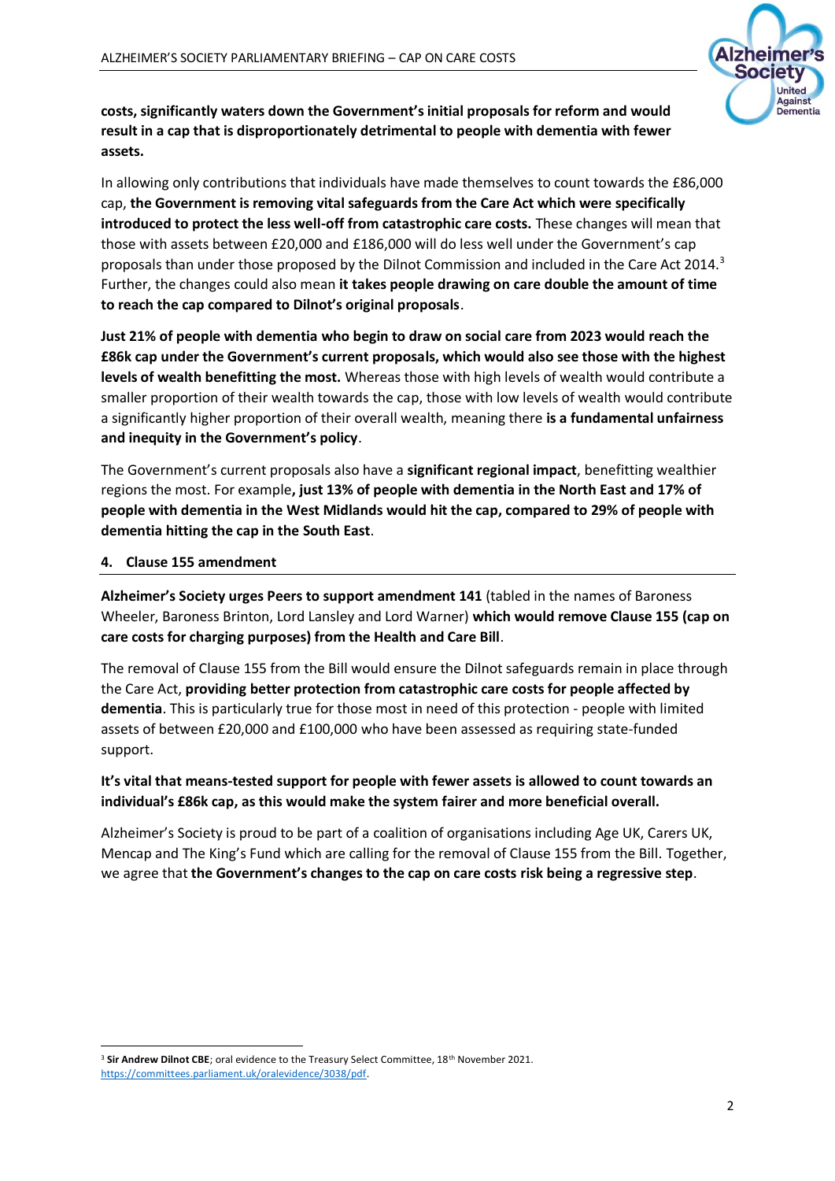**costs, significantly waters down the Government's initial proposals for reform and would result in a cap that is disproportionately detrimental to people with dementia with fewer assets.**

In allowing only contributions that individuals have made themselves to count towards the £86,000 cap, **the Government is removing vital safeguards from the Care Act which were specifically introduced to protect the less well-off from catastrophic care costs.** These changes will mean that those with assets between £20,000 and £186,000 will do less well under the Government's cap proposals than under those proposed by the Dilnot Commission and included in the Care Act 2014.[3] Further, the changes could also mean **it takes people drawing on care double the amount of time to reach the cap compared to Dilnot's original proposals**.

**Just 21% of people with dementia who begin to draw on social care from 2023 would reach the £86k cap under the Government's current proposals, which would also see those with the highest levels of wealth benefitting the most.** Whereas those with high levels of wealth would contribute a smaller proportion of their wealth towards the cap, those with low levels of wealth would contribute a significantly higher proportion of their overall wealth, meaning there **is a fundamental unfairness and inequity in the Government's policy**.

The Government's current proposals also have a **significant regional impact**, benefitting wealthier regions the most. For example**, just 13% of people with dementia in the North East and 17% of people with dementia in the West Midlands would hit the cap, compared to 29% of people with dementia hitting the cap in the South East**.

## 4. Clause 155 amendment

**Alzheimer's Society urges Peers to support amendment 141** (tabled in the names of Baroness Wheeler, Baroness Brinton, Lord Lansley and Lord Warner) **which would remove Clause 155 (cap on care costs for charging purposes) from the Health and Care Bill**.

The removal of Clause 155 from the Bill would ensure the Dilnot safeguards remain in place through the Care Act, **providing better protection from catastrophic care costs for people affected by dementia**. This is particularly true for those most in need of this protection - people with limited assets of between £20,000 and £100,000 who have been assessed as requiring state-funded support.

**It's vital that means-tested support for people with fewer assets is allowed to count towards an individual's £86k cap, as this would make the system fairer and more beneficial overall.**

Alzheimer's Society is proud to be part of a coalition of organisations including Age UK, Carers UK, Mencap and The King's Fund which are calling for the removal of Clause 155 from the Bill. Together, we agree that **the Government's changes to the cap on care costs risk being a regressive step**.

---

[3] **Sir Andrew Dilnot CBE**; oral evidence to the Treasury Select Committee, 18th November 2021. https://committees.parliament.uk/oralevidence/3038/pdf.